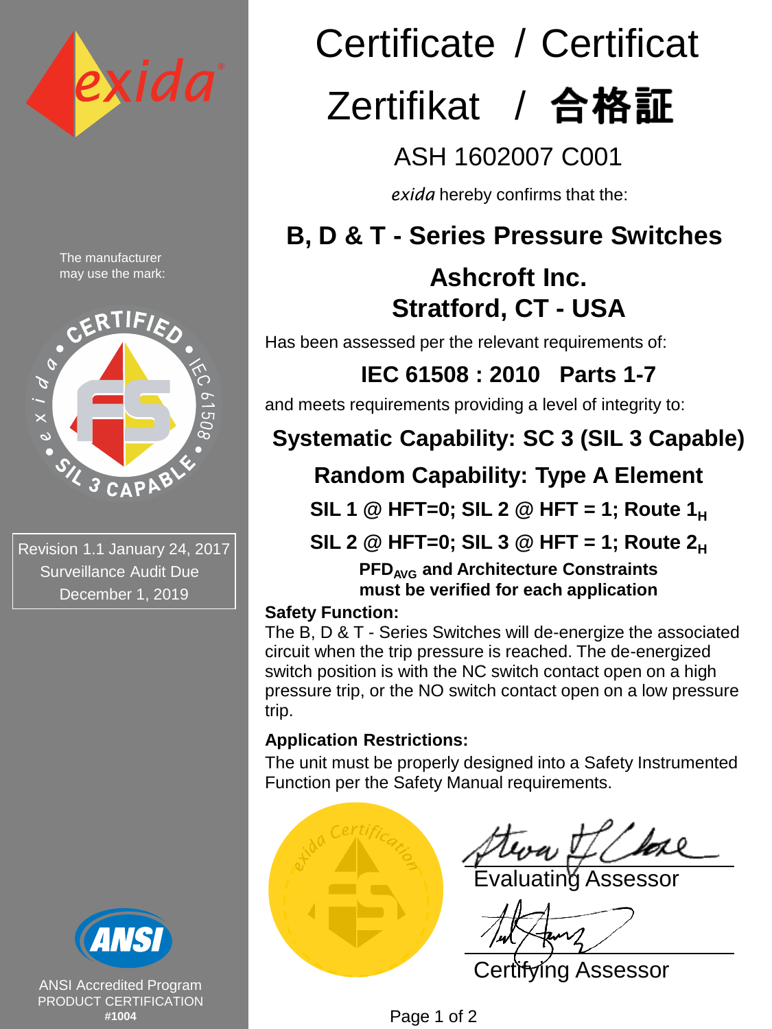# Certificate / Certificat

# Zertifikat / 合格証

## ASH 1602007 C001

*exida* hereby confirms that the:

## B, D & T - Series Pressure Switches

## Ashcroft Inc.
## Stratford, CT - USA

Has been assessed per the relevant requirements of:

## IEC 61508 : 2010 Parts 1-7

and meets requirements providing a level of integrity to:

## Systematic Capability: SC 3 (SIL 3 Capable)

## Random Capability: Type A Element

**SIL 1 @ HFT=0; SIL 2 @ HFT = 1; Route $1_H$**

**SIL 2 @ HFT=0; SIL 3 @ HFT = 1; Route $2_H$**

**$PFD_{AVG}$ and Architecture Constraints must be verified for each application**

**Safety Function:**

The B, D & T - Series Switches will de-energize the associated circuit when the trip pressure is reached. The de-energized switch position is with the NC switch contact open on a high pressure trip, or the NO switch contact open on a low pressure trip.

**Application Restrictions:**

The unit must be properly designed into a Safety Instrumented Function per the Safety Manual requirements.

Evaluating Assessor

Certifying Assessor

The manufacturer may use the mark:

CERTIFIED • IEC 61508 • SIL 3 CAPABLE • exida

Revision 1.1 January 24, 2017
Surveillance Audit Due
December 1, 2019

ANSI Accredited Program
PRODUCT CERTIFICATION
**#1004**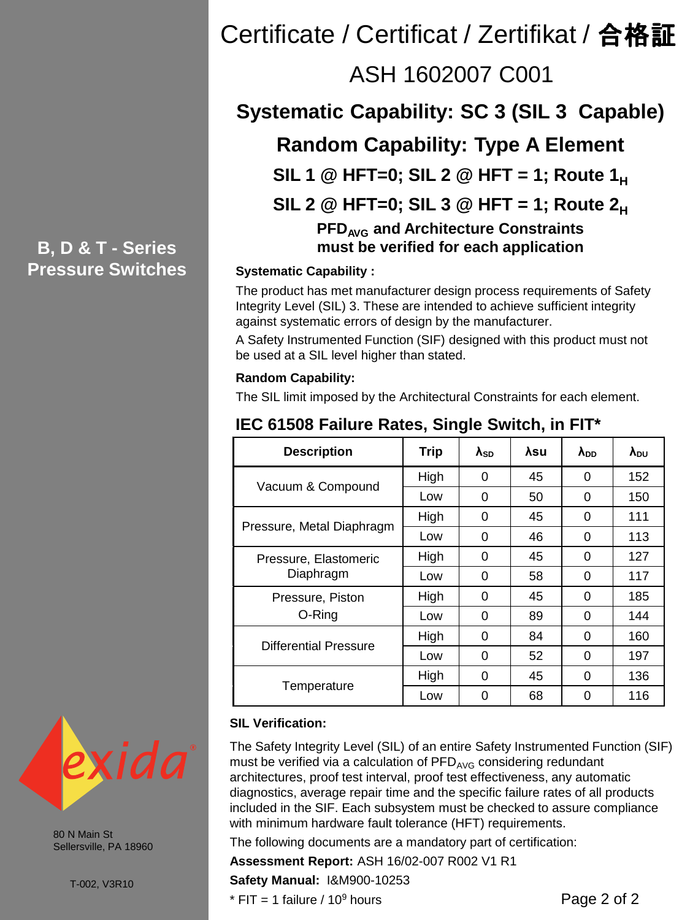# Certificate / Certificat / Zertifikat / 合格証

ASH 1602007 C001

**B, D & T - Series Pressure Switches**

## Systematic Capability: SC 3 (SIL 3 Capable)

## Random Capability: Type A Element

### SIL 1 @ HFT=0; SIL 2 @ HFT = 1; Route $1_H$

### SIL 2 @ HFT=0; SIL 3 @ HFT = 1; Route $2_H$

**$PFD_{AVG}$ and Architecture Constraints must be verified for each application**

**Systematic Capability :**

The product has met manufacturer design process requirements of Safety Integrity Level (SIL) 3. These are intended to achieve sufficient integrity against systematic errors of design by the manufacturer.

A Safety Instrumented Function (SIF) designed with this product must not be used at a SIL level higher than stated.

**Random Capability:**

The SIL limit imposed by the Architectural Constraints for each element.

### IEC 61508 Failure Rates, Single Switch, in FIT*

| Description | Trip | $\lambda_{SD}$ | $\lambda_{SU}$ | $\lambda_{DD}$ | $\lambda_{DU}$ |
|---|---|---|---|---|---|
| Vacuum & Compound | High | 0 | 45 | 0 | 152 |
| | Low | 0 | 50 | 0 | 150 |
| Pressure, Metal Diaphragm | High | 0 | 45 | 0 | 111 |
| | Low | 0 | 46 | 0 | 113 |
| Pressure, Elastomeric Diaphragm | High | 0 | 45 | 0 | 127 |
| | Low | 0 | 58 | 0 | 117 |
| Pressure, Piston O-Ring | High | 0 | 45 | 0 | 185 |
| | Low | 0 | 89 | 0 | 144 |
| Differential Pressure | High | 0 | 84 | 0 | 160 |
| | Low | 0 | 52 | 0 | 197 |
| Temperature | High | 0 | 45 | 0 | 136 |
| | Low | 0 | 68 | 0 | 116 |

**SIL Verification:**

The Safety Integrity Level (SIL) of an entire Safety Instrumented Function (SIF) must be verified via a calculation of $PFD_{AVG}$ considering redundant architectures, proof test interval, proof test effectiveness, any automatic diagnostics, average repair time and the specific failure rates of all products included in the SIF. Each subsystem must be checked to assure compliance with minimum hardware fault tolerance (HFT) requirements.

The following documents are a mandatory part of certification:

**Assessment Report:** ASH 16/02-007 R002 V1 R1

**Safety Manual:** I&M900-10253

* FIT = 1 failure / $10^9$ hours

exida
80 N Main St
Sellersville, PA 18960

T-002, V3R10